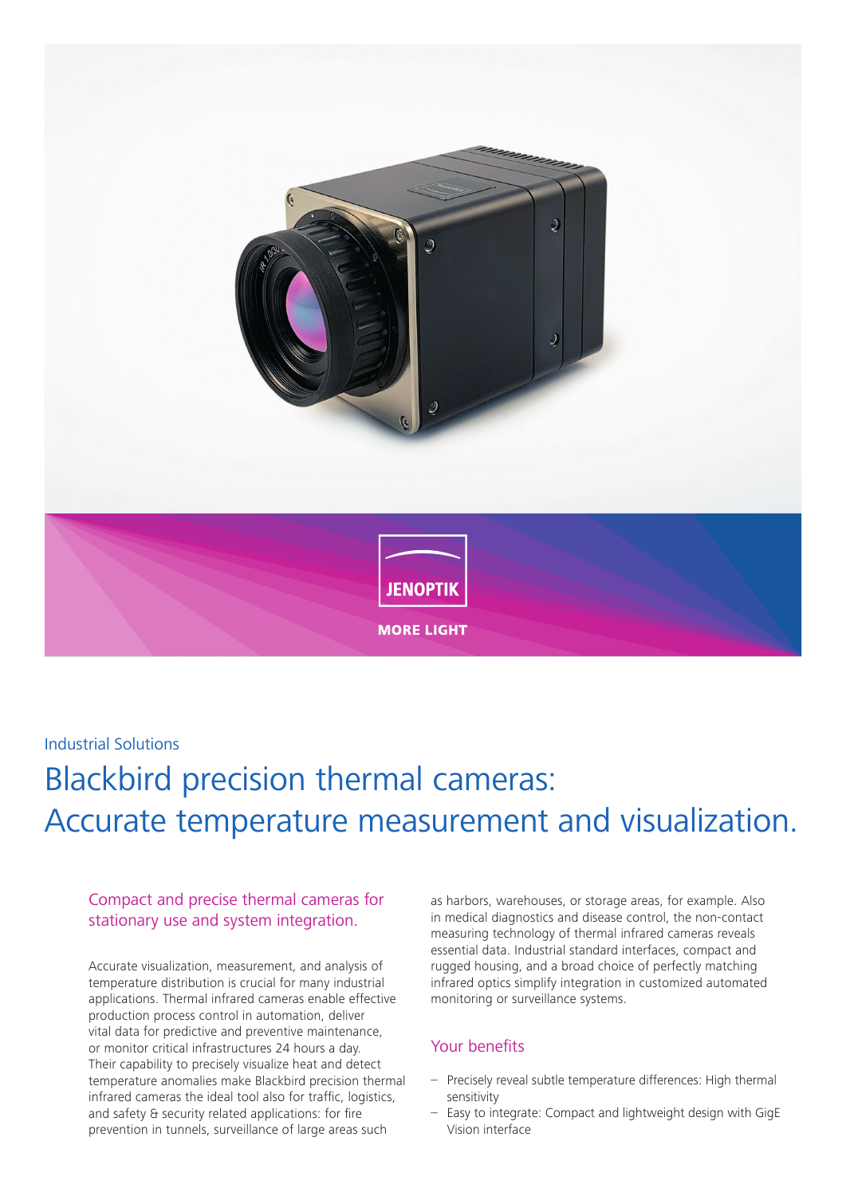JENOPTIK

MORE LIGHT

Industrial Solutions

# Blackbird precision thermal cameras: Accurate temperature measurement and visualization.

## Compact and precise thermal cameras for stationary use and system integration.

Accurate visualization, measurement, and analysis of temperature distribution is crucial for many industrial applications. Thermal infrared cameras enable effective production process control in automation, deliver vital data for predictive and preventive maintenance, or monitor critical infrastructures 24 hours a day. Their capability to precisely visualize heat and detect temperature anomalies make Blackbird precision thermal infrared cameras the ideal tool also for traffic, logistics, and safety & security related applications: for fire prevention in tunnels, surveillance of large areas such as harbors, warehouses, or storage areas, for example. Also in medical diagnostics and disease control, the non-contact measuring technology of thermal infrared cameras reveals essential data. Industrial standard interfaces, compact and rugged housing, and a broad choice of perfectly matching infrared optics simplify integration in customized automated monitoring or surveillance systems.

## Your benefits

- Precisely reveal subtle temperature differences: High thermal sensitivity
- Easy to integrate: Compact and lightweight design with GigE Vision interface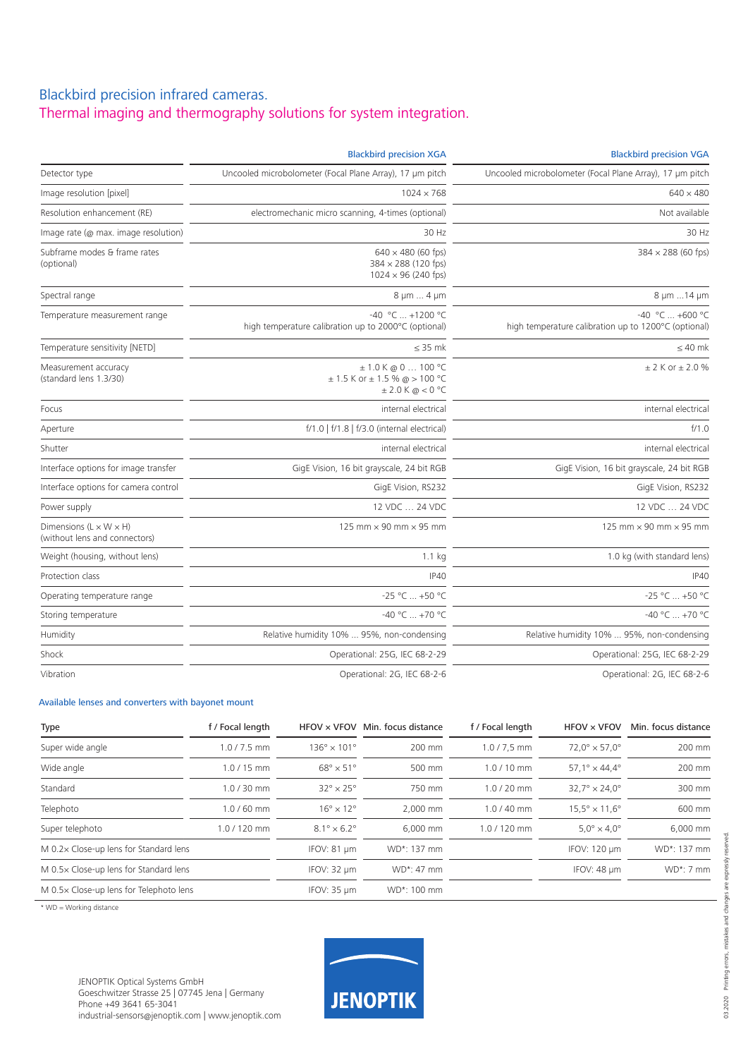# Blackbird precision infrared cameras.

## Thermal imaging and thermography solutions for system integration.

| | Blackbird precision XGA | Blackbird precision VGA |
|---|---|---|
| Detector type | Uncooled microbolometer (Focal Plane Array), 17 µm pitch | Uncooled microbolometer (Focal Plane Array), 17 µm pitch |
| Image resolution [pixel] | 1024 × 768 | 640 × 480 |
| Resolution enhancement (RE) | electromechanic micro scanning, 4-times (optional) | Not available |
| Image rate (@ max. image resolution) | 30 Hz | 30 Hz |
| Subframe modes & frame rates (optional) | 640 × 480 (60 fps)<br>384 × 288 (120 fps)<br>1024 × 96 (240 fps) | 384 × 288 (60 fps) |
| Spectral range | 8 µm ... 4 µm | 8 µm ...14 µm |
| Temperature measurement range | -40 °C ... +1200 °C<br>high temperature calibration up to 2000°C (optional) | -40 °C ... +600 °C<br>high temperature calibration up to 1200°C (optional) |
| Temperature sensitivity [NETD] | ≤ 35 mk | ≤ 40 mk |
| Measurement accuracy (standard lens 1.3/30) | ± 1.0 K @ 0 … 100 °C<br>± 1.5 K or ± 1.5 % @ > 100 °C<br>± 2.0 K @ < 0 °C | ± 2 K or ± 2.0 % |
| Focus | internal electrical | internal electrical |
| Aperture | f/1.0 \| f/1.8 \| f/3.0 (internal electrical) | f/1.0 |
| Shutter | internal electrical | internal electrical |
| Interface options for image transfer | GigE Vision, 16 bit grayscale, 24 bit RGB | GigE Vision, 16 bit grayscale, 24 bit RGB |
| Interface options for camera control | GigE Vision, RS232 | GigE Vision, RS232 |
| Power supply | 12 VDC … 24 VDC | 12 VDC … 24 VDC |
| Dimensions (L × W × H) (without lens and connectors) | 125 mm × 90 mm × 95 mm | 125 mm × 90 mm × 95 mm |
| Weight (housing, without lens) | 1.1 kg | 1.0 kg (with standard lens) |
| Protection class | IP40 | IP40 |
| Operating temperature range | -25 °C ... +50 °C | -25 °C ... +50 °C |
| Storing temperature | -40 °C ... +70 °C | -40 °C ... +70 °C |
| Humidity | Relative humidity 10% ... 95%, non-condensing | Relative humidity 10% ... 95%, non-condensing |
| Shock | Operational: 25G, IEC 68-2-29 | Operational: 25G, IEC 68-2-29 |
| Vibration | Operational: 2G, IEC 68-2-6 | Operational: 2G, IEC 68-2-6 |

### Available lenses and converters with bayonet mount

| Type | f / Focal length | HFOV × VFOV | Min. focus distance | f / Focal length | HFOV × VFOV | Min. focus distance |
|---|---|---|---|---|---|---|
| Super wide angle | 1.0 / 7.5 mm | 136° × 101° | 200 mm | 1.0 / 7,5 mm | 72,0° × 57,0° | 200 mm |
| Wide angle | 1.0 / 15 mm | 68° × 51° | 500 mm | 1.0 / 10 mm | 57,1° × 44,4° | 200 mm |
| Standard | 1.0 / 30 mm | 32° × 25° | 750 mm | 1.0 / 20 mm | 32,7° × 24,0° | 300 mm |
| Telephoto | 1.0 / 60 mm | 16° × 12° | 2,000 mm | 1.0 / 40 mm | 15,5° × 11,6° | 600 mm |
| Super telephoto | 1.0 / 120 mm | 8.1° × 6.2° | 6,000 mm | 1.0 / 120 mm | 5,0° × 4,0° | 6,000 mm |
| M 0.2× Close-up lens for Standard lens | | IFOV: 81 µm | WD*: 137 mm | | IFOV: 120 µm | WD*: 137 mm |
| M 0.5× Close-up lens for Standard lens | | IFOV: 32 µm | WD*: 47 mm | | IFOV: 48 µm | WD*: 7 mm |
| M 0.5× Close-up lens for Telephoto lens | | IFOV: 35 µm | WD*: 100 mm | | | |

\* WD = Working distance

JENOPTIK Optical Systems GmbH
Goeschwitzer Strasse 25 | 07745 Jena | Germany
Phone +49 3641 65-3041
industrial-sensors@jenoptik.com | www.jenoptik.com

JENOPTIK

03.2020 Printing errors, mistakes and changes are expressly reserved.